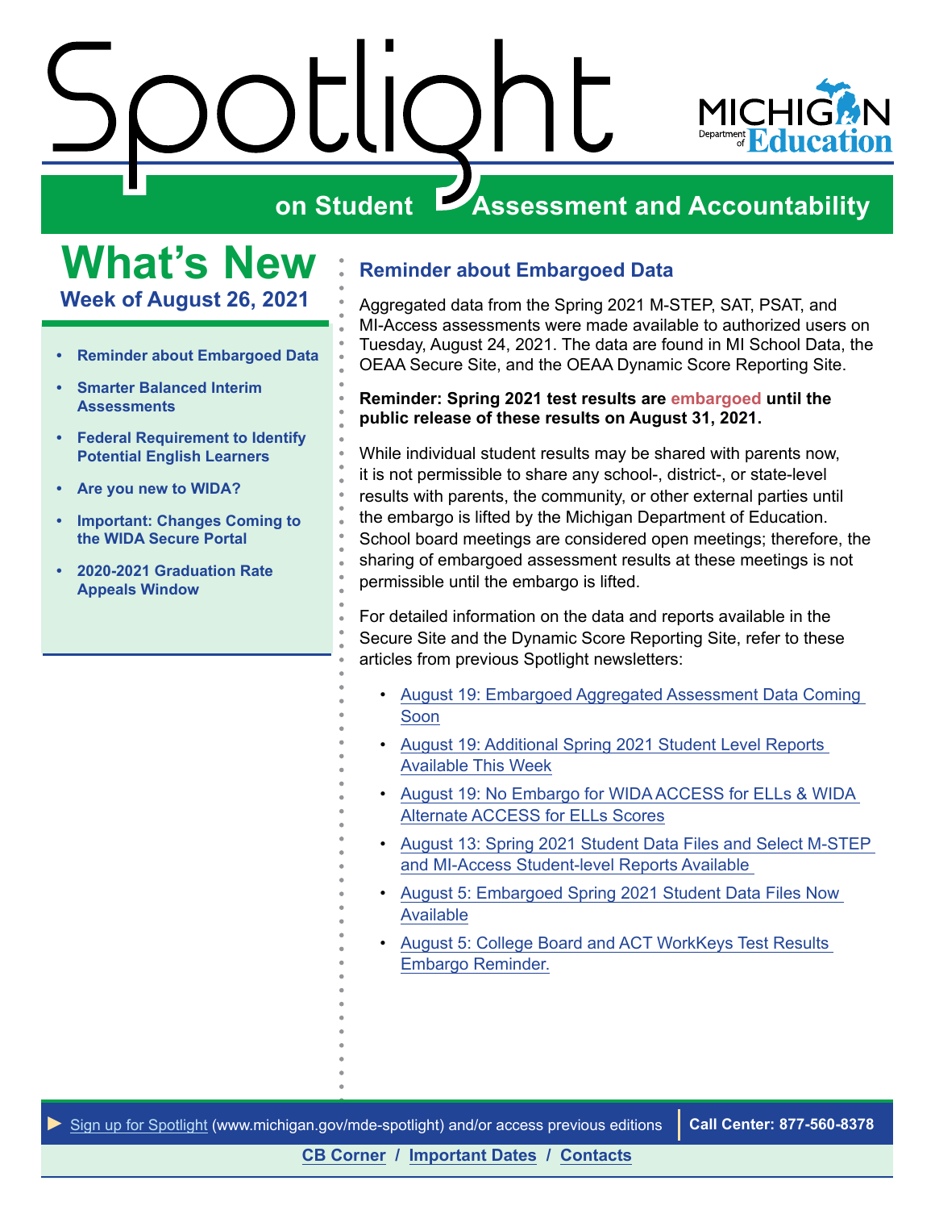# Spotlight on Student Assessment and Accountability

## What's New

### Week of August 26, 2021

- Reminder about Embargoed Data
- Smarter Balanced Interim Assessments
- Federal Requirement to Identify Potential English Learners
- Are you new to WIDA?
- Important: Changes Coming to the WIDA Secure Portal
- 2020-2021 Graduation Rate Appeals Window

## Reminder about Embargoed Data

Aggregated data from the Spring 2021 M-STEP, SAT, PSAT, and MI-Access assessments were made available to authorized users on Tuesday, August 24, 2021. The data are found in MI School Data, the OEAA Secure Site, and the OEAA Dynamic Score Reporting Site.

**Reminder: Spring 2021 test results are embargoed until the public release of these results on August 31, 2021.**

While individual student results may be shared with parents now, it is not permissible to share any school-, district-, or state-level results with parents, the community, or other external parties until the embargo is lifted by the Michigan Department of Education. School board meetings are considered open meetings; therefore, the sharing of embargoed assessment results at these meetings is not permissible until the embargo is lifted.

For detailed information on the data and reports available in the Secure Site and the Dynamic Score Reporting Site, refer to these articles from previous Spotlight newsletters:

- August 19: Embargoed Aggregated Assessment Data Coming Soon
- August 19: Additional Spring 2021 Student Level Reports Available This Week
- August 19: No Embargo for WIDA ACCESS for ELLs & WIDA Alternate ACCESS for ELLs Scores
- August 13: Spring 2021 Student Data Files and Select M-STEP and MI-Access Student-level Reports Available
- August 5: Embargoed Spring 2021 Student Data Files Now Available
- August 5: College Board and ACT WorkKeys Test Results Embargo Reminder.

► Sign up for Spotlight (www.michigan.gov/mde-spotlight) and/or access previous editions | Call Center: 877-560-8378

CB Corner / Important Dates / Contacts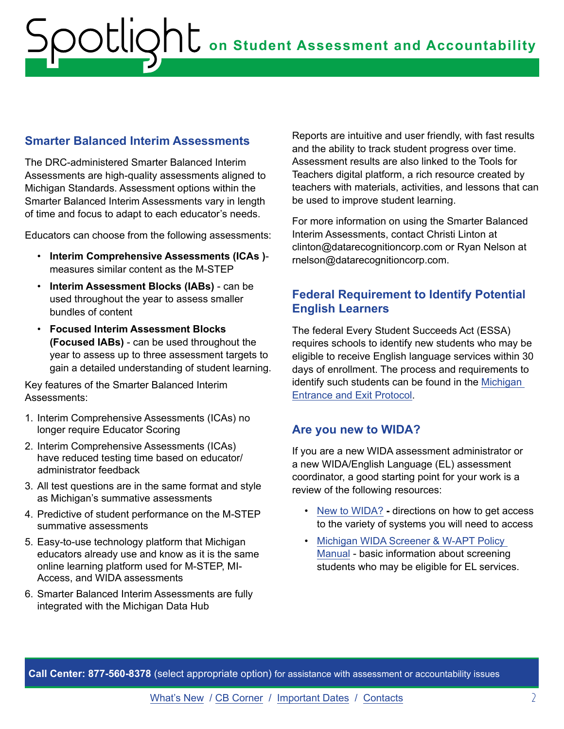## Smarter Balanced Interim Assessments

The DRC-administered Smarter Balanced Interim Assessments are high-quality assessments aligned to Michigan Standards. Assessment options within the Smarter Balanced Interim Assessments vary in length of time and focus to adapt to each educator's needs.

Educators can choose from the following assessments:

- **Interim Comprehensive Assessments (ICAs )**- measures similar content as the M-STEP
- **Interim Assessment Blocks (IABs)** - can be used throughout the year to assess smaller bundles of content
- **Focused Interim Assessment Blocks (Focused IABs)** - can be used throughout the year to assess up to three assessment targets to gain a detailed understanding of student learning.

Key features of the Smarter Balanced Interim Assessments:

1. Interim Comprehensive Assessments (ICAs) no longer require Educator Scoring
2. Interim Comprehensive Assessments (ICAs) have reduced testing time based on educator/administrator feedback
3. All test questions are in the same format and style as Michigan's summative assessments
4. Predictive of student performance on the M-STEP summative assessments
5. Easy-to-use technology platform that Michigan educators already use and know as it is the same online learning platform used for M-STEP, MI-Access, and WIDA assessments
6. Smarter Balanced Interim Assessments are fully integrated with the Michigan Data Hub

Reports are intuitive and user friendly, with fast results and the ability to track student progress over time. Assessment results are also linked to the Tools for Teachers digital platform, a rich resource created by teachers with materials, activities, and lessons that can be used to improve student learning.

For more information on using the Smarter Balanced Interim Assessments, contact Christi Linton at clinton@datarecognitioncorp.com or Ryan Nelson at rnelson@datarecognitioncorp.com.

## Federal Requirement to Identify Potential English Learners

The federal Every Student Succeeds Act (ESSA) requires schools to identify new students who may be eligible to receive English language services within 30 days of enrollment. The process and requirements to identify such students can be found in the Michigan Entrance and Exit Protocol.

## Are you new to WIDA?

If you are a new WIDA assessment administrator or a new WIDA/English Language (EL) assessment coordinator, a good starting point for your work is a review of the following resources:

- New to WIDA? **-** directions on how to get access to the variety of systems you will need to access
- Michigan WIDA Screener & W-APT Policy Manual - basic information about screening students who may be eligible for EL services.

**Call Center: 877-560-8378** (select appropriate option) for assistance with assessment or accountability issues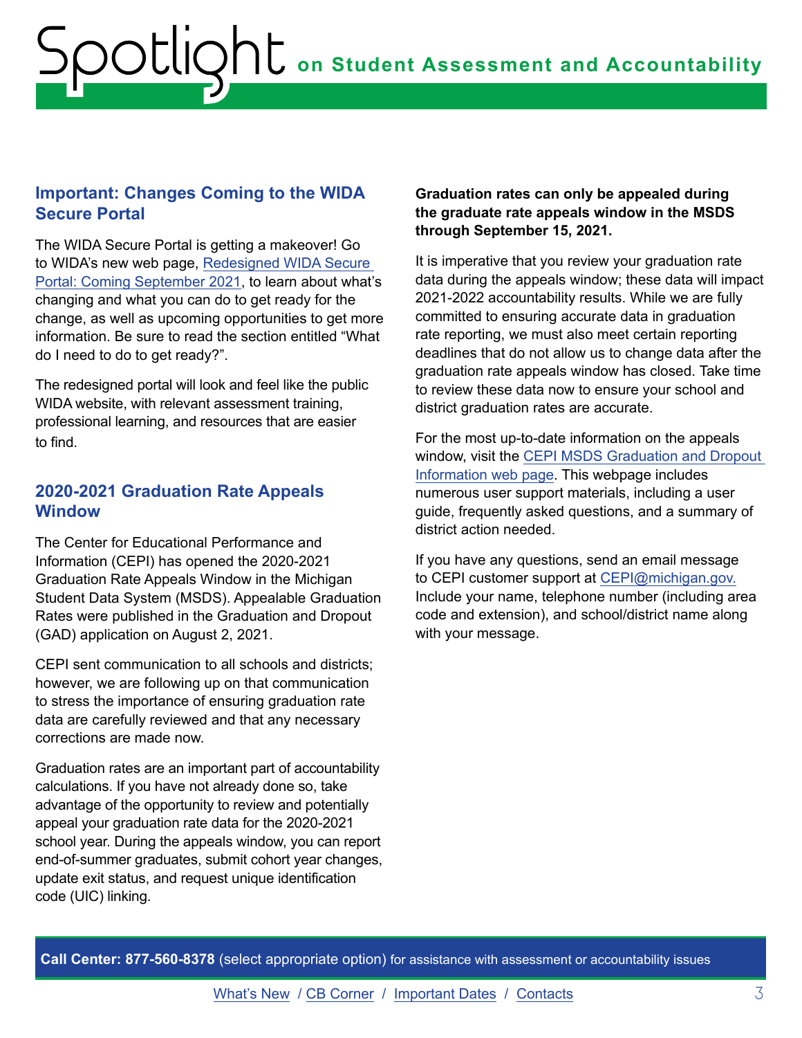## Important: Changes Coming to the WIDA Secure Portal

The WIDA Secure Portal is getting a makeover! Go to WIDA's new web page, Redesigned WIDA Secure Portal: Coming September 2021, to learn about what's changing and what you can do to get ready for the change, as well as upcoming opportunities to get more information. Be sure to read the section entitled "What do I need to do to get ready?".

The redesigned portal will look and feel like the public WIDA website, with relevant assessment training, professional learning, and resources that are easier to find.

## 2020-2021 Graduation Rate Appeals Window

The Center for Educational Performance and Information (CEPI) has opened the 2020-2021 Graduation Rate Appeals Window in the Michigan Student Data System (MSDS). Appealable Graduation Rates were published in the Graduation and Dropout (GAD) application on August 2, 2021.

CEPI sent communication to all schools and districts; however, we are following up on that communication to stress the importance of ensuring graduation rate data are carefully reviewed and that any necessary corrections are made now.

Graduation rates are an important part of accountability calculations. If you have not already done so, take advantage of the opportunity to review and potentially appeal your graduation rate data for the 2020-2021 school year. During the appeals window, you can report end-of-summer graduates, submit cohort year changes, update exit status, and request unique identification code (UIC) linking.

**Graduation rates can only be appealed during the graduate rate appeals window in the MSDS through September 15, 2021.**

It is imperative that you review your graduation rate data during the appeals window; these data will impact 2021-2022 accountability results. While we are fully committed to ensuring accurate data in graduation rate reporting, we must also meet certain reporting deadlines that do not allow us to change data after the graduation rate appeals window has closed. Take time to review these data now to ensure your school and district graduation rates are accurate.

For the most up-to-date information on the appeals window, visit the CEPI MSDS Graduation and Dropout Information web page. This webpage includes numerous user support materials, including a user guide, frequently asked questions, and a summary of district action needed.

If you have any questions, send an email message to CEPI customer support at CEPI@michigan.gov. Include your name, telephone number (including area code and extension), and school/district name along with your message.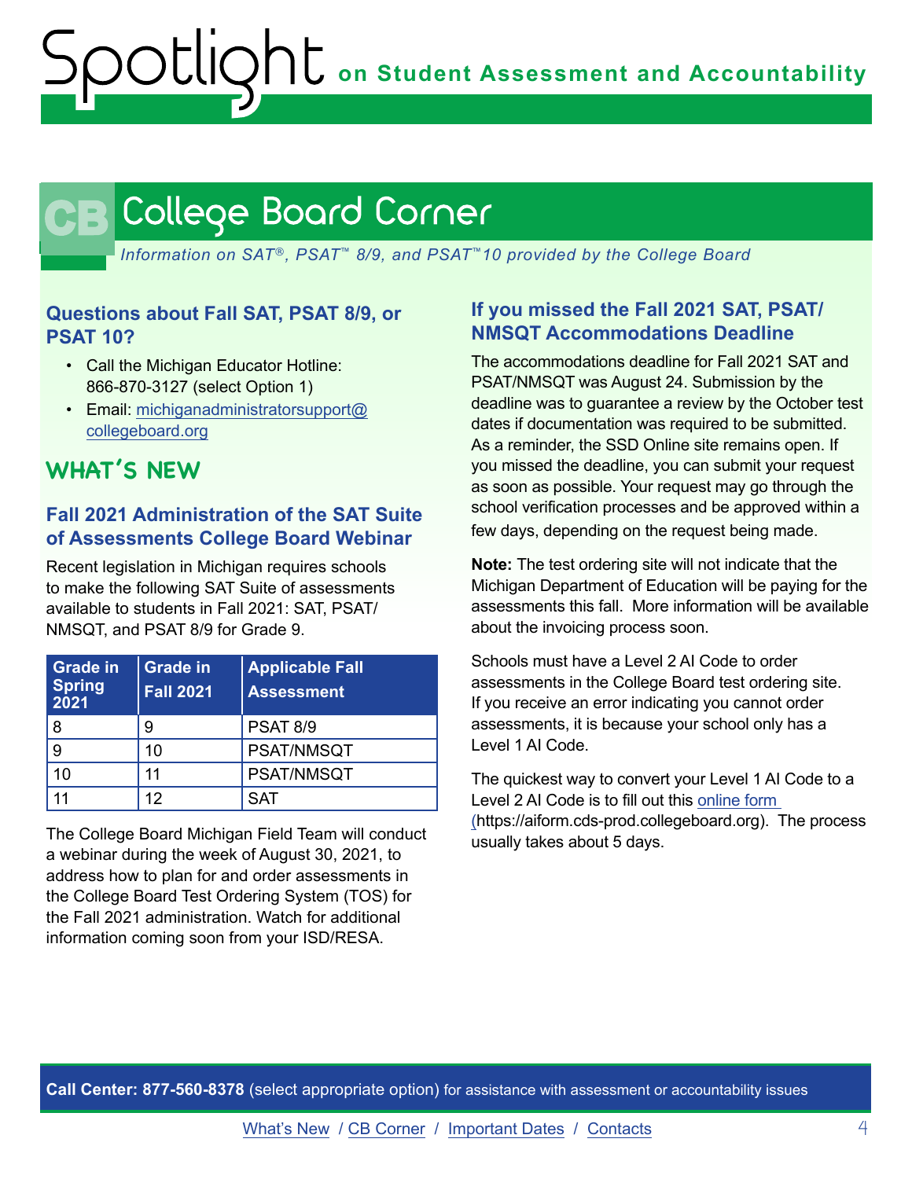# College Board Corner

*Information on SAT®, PSAT™ 8/9, and PSAT™10 provided by the College Board*

### Questions about Fall SAT, PSAT 8/9, or PSAT 10?

- Call the Michigan Educator Hotline: 866-870-3127 (select Option 1)
- Email: michiganadministratorsupport@collegeboard.org

## WHAT'S NEW

### Fall 2021 Administration of the SAT Suite of Assessments College Board Webinar

Recent legislation in Michigan requires schools to make the following SAT Suite of assessments available to students in Fall 2021: SAT, PSAT/NMSQT, and PSAT 8/9 for Grade 9.

| Grade in Spring 2021 | Grade in Fall 2021 | Applicable Fall Assessment |
|---|---|---|
| 8 | 9 | PSAT 8/9 |
| 9 | 10 | PSAT/NMSQT |
| 10 | 11 | PSAT/NMSQT |
| 11 | 12 | SAT |

The College Board Michigan Field Team will conduct a webinar during the week of August 30, 2021, to address how to plan for and order assessments in the College Board Test Ordering System (TOS) for the Fall 2021 administration. Watch for additional information coming soon from your ISD/RESA.

### If you missed the Fall 2021 SAT, PSAT/NMSQT Accommodations Deadline

The accommodations deadline for Fall 2021 SAT and PSAT/NMSQT was August 24. Submission by the deadline was to guarantee a review by the October test dates if documentation was required to be submitted. As a reminder, the SSD Online site remains open. If you missed the deadline, you can submit your request as soon as possible. Your request may go through the school verification processes and be approved within a few days, depending on the request being made.

**Note:** The test ordering site will not indicate that the Michigan Department of Education will be paying for the assessments this fall. More information will be available about the invoicing process soon.

Schools must have a Level 2 AI Code to order assessments in the College Board test ordering site. If you receive an error indicating you cannot order assessments, it is because your school only has a Level 1 AI Code.

The quickest way to convert your Level 1 AI Code to a Level 2 AI Code is to fill out this online form (https://aiform.cds-prod.collegeboard.org). The process usually takes about 5 days.

**Call Center: 877-560-8378** (select appropriate option) for assistance with assessment or accountability issues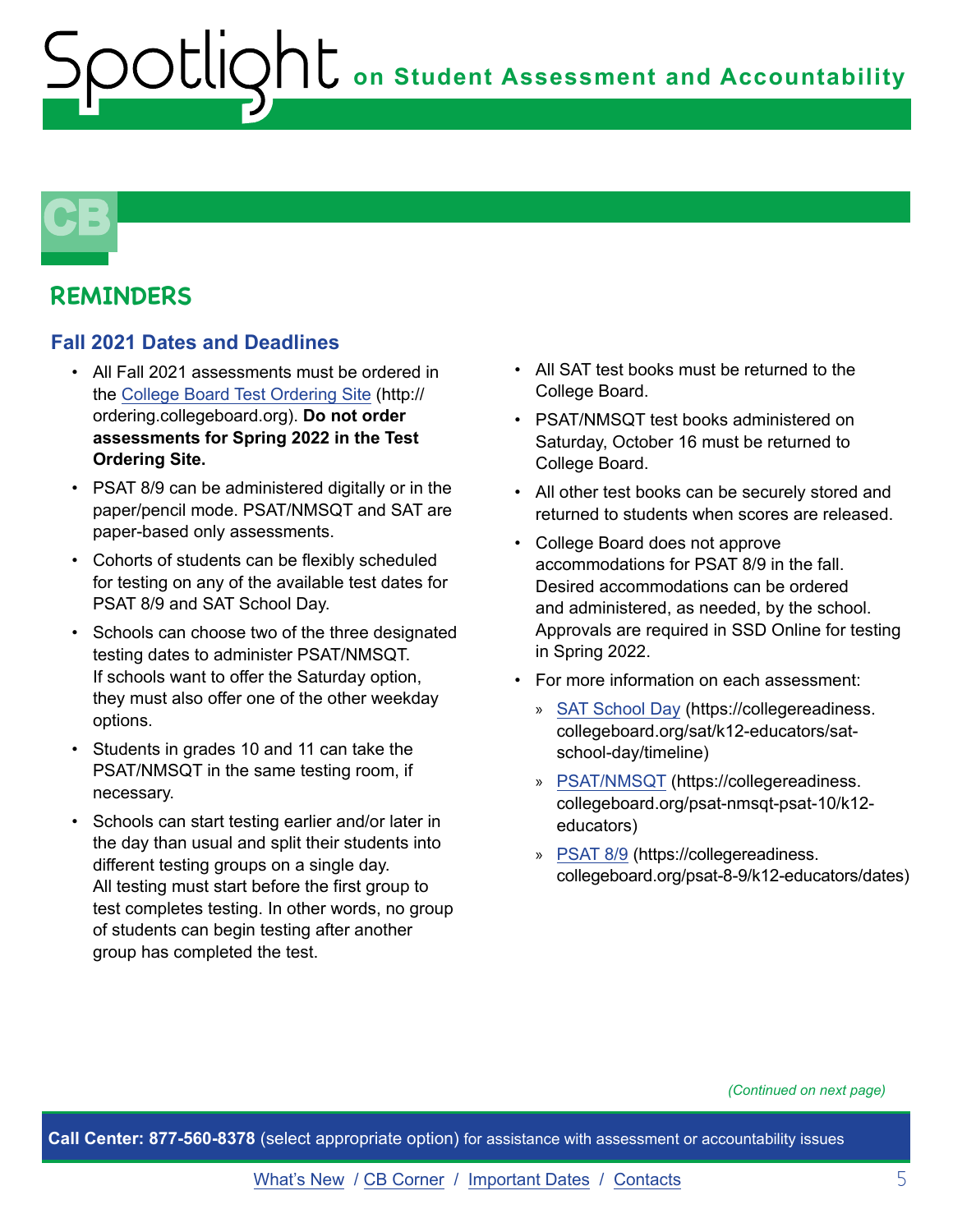# REMINDERS

## Fall 2021 Dates and Deadlines

- All Fall 2021 assessments must be ordered in the [College Board Test Ordering Site](http://ordering.collegeboard.org) (http://ordering.collegeboard.org). **Do not order assessments for Spring 2022 in the Test Ordering Site.**
- PSAT 8/9 can be administered digitally or in the paper/pencil mode. PSAT/NMSQT and SAT are paper-based only assessments.
- Cohorts of students can be flexibly scheduled for testing on any of the available test dates for PSAT 8/9 and SAT School Day.
- Schools can choose two of the three designated testing dates to administer PSAT/NMSQT. If schools want to offer the Saturday option, they must also offer one of the other weekday options.
- Students in grades 10 and 11 can take the PSAT/NMSQT in the same testing room, if necessary.
- Schools can start testing earlier and/or later in the day than usual and split their students into different testing groups on a single day. All testing must start before the first group to test completes testing. In other words, no group of students can begin testing after another group has completed the test.
- All SAT test books must be returned to the College Board.
- PSAT/NMSQT test books administered on Saturday, October 16 must be returned to College Board.
- All other test books can be securely stored and returned to students when scores are released.
- College Board does not approve accommodations for PSAT 8/9 in the fall. Desired accommodations can be ordered and administered, as needed, by the school. Approvals are required in SSD Online for testing in Spring 2022.
- For more information on each assessment:
  - [SAT School Day](https://collegereadiness.collegeboard.org/sat/k12-educators/sat-school-day/timeline) (https://collegereadiness.collegeboard.org/sat/k12-educators/sat-school-day/timeline)
  - [PSAT/NMSQT](https://collegereadiness.collegeboard.org/psat-nmsqt-psat-10/k12-educators) (https://collegereadiness.collegeboard.org/psat-nmsqt-psat-10/k12-educators)
  - [PSAT 8/9](https://collegereadiness.collegeboard.org/psat-8-9/k12-educators/dates) (https://collegereadiness.collegeboard.org/psat-8-9/k12-educators/dates)

*(Continued on next page)*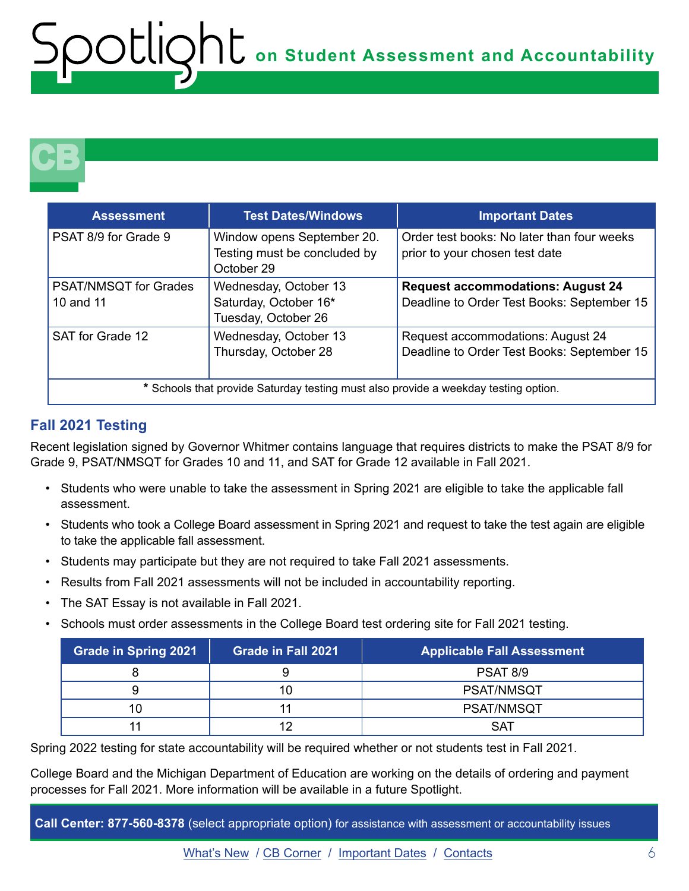# Spotlight on Student Assessment and Accountability

## CB

| Assessment | Test Dates/Windows | Important Dates |
|---|---|---|
| PSAT 8/9 for Grade 9 | Window opens September 20. Testing must be concluded by October 29 | Order test books: No later than four weeks prior to your chosen test date |
| PSAT/NMSQT for Grades 10 and 11 | Wednesday, October 13<br>Saturday, October 16*<br>Tuesday, October 26 | **Request accommodations: August 24**<br>Deadline to Order Test Books: September 15 |
| SAT for Grade 12 | Wednesday, October 13<br>Thursday, October 28 | Request accommodations: August 24<br>Deadline to Order Test Books: September 15 |
| * Schools that provide Saturday testing must also provide a weekday testing option. | | |

### Fall 2021 Testing

Recent legislation signed by Governor Whitmer contains language that requires districts to make the PSAT 8/9 for Grade 9, PSAT/NMSQT for Grades 10 and 11, and SAT for Grade 12 available in Fall 2021.

- Students who were unable to take the assessment in Spring 2021 are eligible to take the applicable fall assessment.
- Students who took a College Board assessment in Spring 2021 and request to take the test again are eligible to take the applicable fall assessment.
- Students may participate but they are not required to take Fall 2021 assessments.
- Results from Fall 2021 assessments will not be included in accountability reporting.
- The SAT Essay is not available in Fall 2021.
- Schools must order assessments in the College Board test ordering site for Fall 2021 testing.

| Grade in Spring 2021 | Grade in Fall 2021 | Applicable Fall Assessment |
|---|---|---|
| 8 | 9 | PSAT 8/9 |
| 9 | 10 | PSAT/NMSQT |
| 10 | 11 | PSAT/NMSQT |
| 11 | 12 | SAT |

Spring 2022 testing for state accountability will be required whether or not students test in Fall 2021.

College Board and the Michigan Department of Education are working on the details of ordering and payment processes for Fall 2021. More information will be available in a future Spotlight.

**Call Center: 877-560-8378** (select appropriate option) for assistance with assessment or accountability issues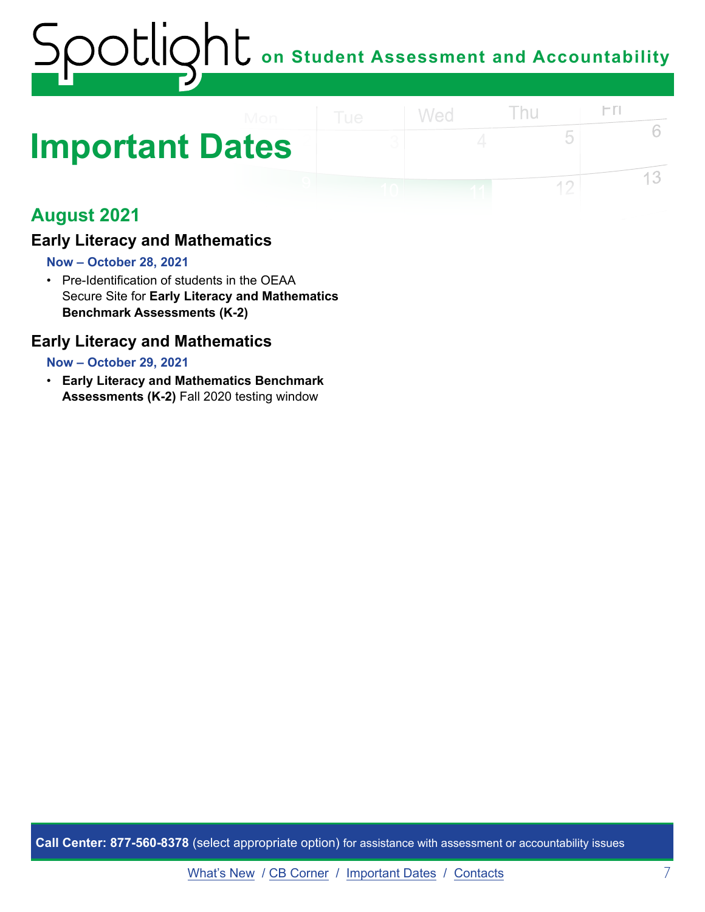# Important Dates

## August 2021

### Early Literacy and Mathematics

**Now – October 28, 2021**

- Pre-Identification of students in the OEAA Secure Site for **Early Literacy and Mathematics Benchmark Assessments (K-2)**

### Early Literacy and Mathematics

**Now – October 29, 2021**

- **Early Literacy and Mathematics Benchmark Assessments (K-2)** Fall 2020 testing window

**Call Center: 877-560-8378** (select appropriate option) for assistance with assessment or accountability issues

What's New / CB Corner / Important Dates / Contacts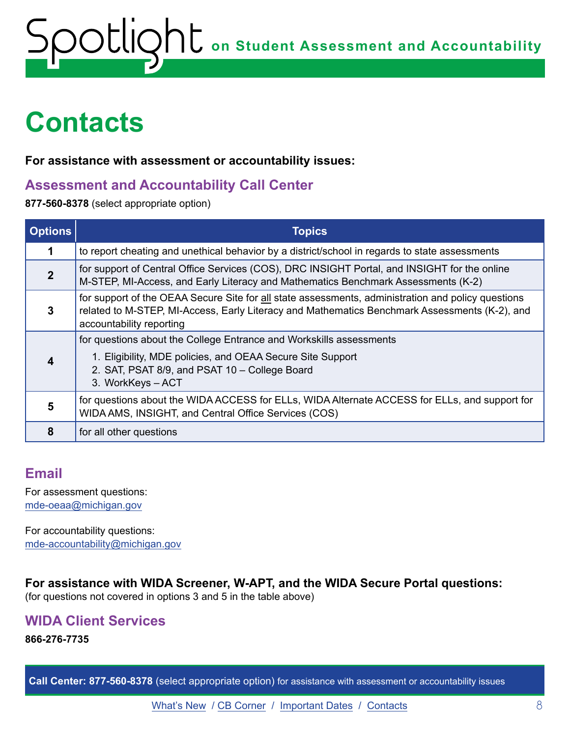# Contacts

**For assistance with assessment or accountability issues:**

## Assessment and Accountability Call Center

**877-560-8378** (select appropriate option)

| Options | Topics |
|---|---|
| **1** | to report cheating and unethical behavior by a district/school in regards to state assessments |
| **2** | for support of Central Office Services (COS), DRC INSIGHT Portal, and INSIGHT for the online M-STEP, MI-Access, and Early Literacy and Mathematics Benchmark Assessments (K-2) |
| **3** | for support of the OEAA Secure Site for all state assessments, administration and policy questions related to M-STEP, MI-Access, Early Literacy and Mathematics Benchmark Assessments (K-2), and accountability reporting |
| **4** | for questions about the College Entrance and Workskills assessments<br>1. Eligibility, MDE policies, and OEAA Secure Site Support<br>2. SAT, PSAT 8/9, and PSAT 10 – College Board<br>3. WorkKeys – ACT |
| **5** | for questions about the WIDA ACCESS for ELLs, WIDA Alternate ACCESS for ELLs, and support for WIDA AMS, INSIGHT, and Central Office Services (COS) |
| **8** | for all other questions |

## Email

For assessment questions:
mde-oeaa@michigan.gov

For accountability questions:
mde-accountability@michigan.gov

**For assistance with WIDA Screener, W-APT, and the WIDA Secure Portal questions:**
(for questions not covered in options 3 and 5 in the table above)

## WIDA Client Services

**866-276-7735**

**Call Center: 877-560-8378** (select appropriate option) for assistance with assessment or accountability issues